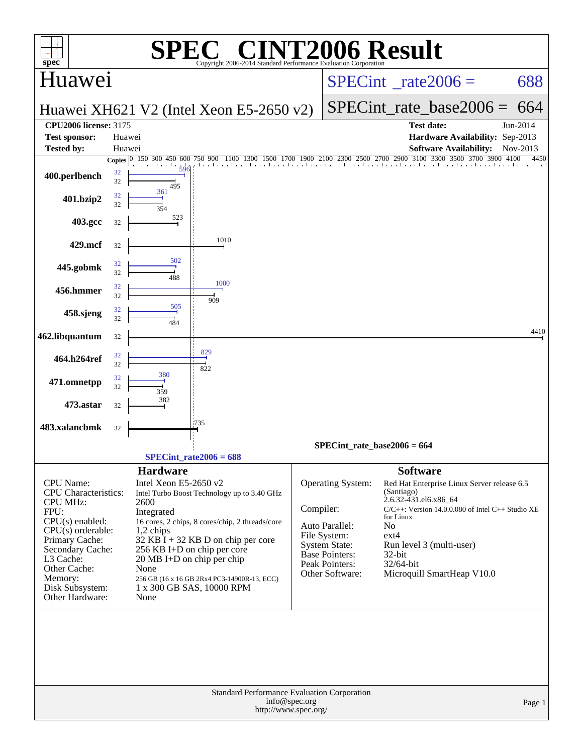# SPEC CINT2006 Result

Copyright 2006-2014 Standard Performance Evaluation Corporation

## Huawei

**Huawei XH621 V2 (Intel Xeon E5-2650 v2)**

SPECint_rate2006 = 688

SPECint_rate_base2006 = 664

| | | | |
|---|---|---|---|
| **CPU2006 license:** | 3175 | **Test date:** | Jun-2014 |
| **Test sponsor:** | Huawei | **Hardware Availability:** | Sep-2013 |
| **Tested by:** | Huawei | **Software Availability:** | Nov-2013 |

| Benchmark | Copies (peak) | Peak | Copies (base) | Base |
|---|---|---|---|---|
| 400.perlbench | 32 | 596 | 32 | 495 |
| 401.bzip2 | 32 | 361 | 32 | 354 |
| 403.gcc | | | 32 | 523 |
| 429.mcf | | | 32 | 1010 |
| 445.gobmk | 32 | 502 | 32 | 488 |
| 456.hmmer | 32 | 1000 | 32 | 909 |
| 458.sjeng | 32 | 505 | 32 | 484 |
| 462.libquantum | | | 32 | 4410 |
| 464.h264ref | 32 | 829 | 32 | 822 |
| 471.omnetpp | 32 | 380 | 32 | 359 |
| 473.astar | | | 32 | 382 |
| 483.xalancbmk | | | 32 | 735 |

SPECint_rate_base2006 = 664

SPECint_rate2006 = 688

### Hardware

| | |
|---|---|
| CPU Name: | Intel Xeon E5-2650 v2 |
| CPU Characteristics: | Intel Turbo Boost Technology up to 3.40 GHz |
| CPU MHz: | 2600 |
| FPU: | Integrated |
| CPU(s) enabled: | 16 cores, 2 chips, 8 cores/chip, 2 threads/core |
| CPU(s) orderable: | 1,2 chips |
| Primary Cache: | 32 KB I + 32 KB D on chip per core |
| Secondary Cache: | 256 KB I+D on chip per core |
| L3 Cache: | 20 MB I+D on chip per chip |
| Other Cache: | None |
| Memory: | 256 GB (16 x 16 GB 2Rx4 PC3-14900R-13, ECC) |
| Disk Subsystem: | 1 x 300 GB SAS, 10000 RPM |
| Other Hardware: | None |

### Software

| | |
|---|---|
| Operating System: | Red Hat Enterprise Linux Server release 6.5 (Santiago) 2.6.32-431.el6.x86_64 |
| Compiler: | C/C++: Version 14.0.0.080 of Intel C++ Studio XE for Linux |
| Auto Parallel: | No |
| File System: | ext4 |
| System State: | Run level 3 (multi-user) |
| Base Pointers: | 32-bit |
| Peak Pointers: | 32/64-bit |
| Other Software: | Microquill SmartHeap V10.0 |

Standard Performance Evaluation Corporation
info@spec.org
http://www.spec.org/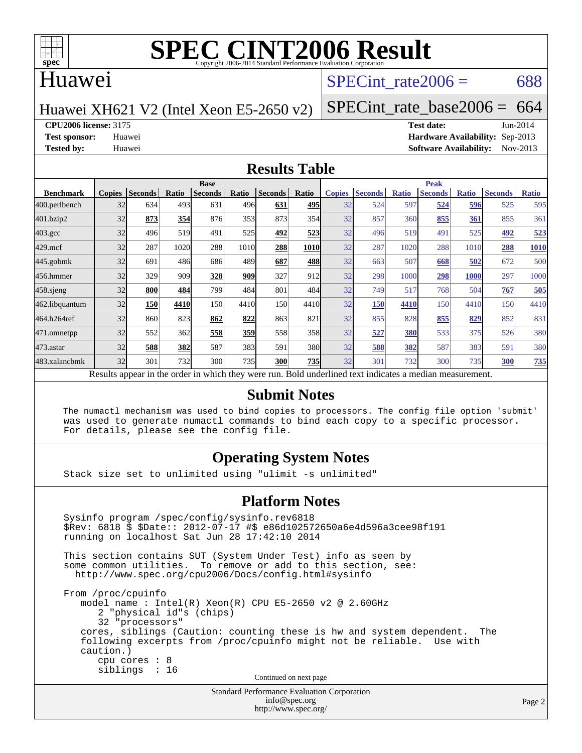# SPEC CINT2006 Result

Copyright 2006-2014 Standard Performance Evaluation Corporation

## Huawei

Huawei XH621 V2 (Intel Xeon E5-2650 v2)

SPECint_rate2006 = 688

SPECint_rate_base2006 = 664

**CPU2006 license:** 3175
**Test sponsor:** Huawei
**Tested by:** Huawei

**Test date:** Jun-2014
**Hardware Availability:** Sep-2013
**Software Availability:** Nov-2013

## Results Table

| Benchmark | Base | | | | | | | Peak | | | | | | |
|---|---|---|---|---|---|---|---|---|---|---|---|---|---|---|
| | Copies | Seconds | Ratio | Seconds | Ratio | Seconds | Ratio | Copies | Seconds | Ratio | Seconds | Ratio | Seconds | Ratio |
| 400.perlbench | 32 | 634 | 493 | 631 | 496 | **631** | **495** | 32 | 524 | 597 | **524** | **596** | 525 | 595 |
| 401.bzip2 | 32 | **873** | **354** | 876 | 353 | 873 | 354 | 32 | 857 | 360 | **855** | **361** | 855 | 361 |
| 403.gcc | 32 | 496 | 519 | 491 | 525 | **492** | **523** | 32 | 496 | 519 | 491 | 525 | **492** | **523** |
| 429.mcf | 32 | 287 | 1020 | 288 | 1010 | **288** | **1010** | 32 | 287 | 1020 | 288 | 1010 | **288** | **1010** |
| 445.gobmk | 32 | 691 | 486 | 686 | 489 | **687** | **488** | 32 | 663 | 507 | **668** | **502** | 672 | 500 |
| 456.hmmer | 32 | 329 | 909 | **328** | **909** | 327 | 912 | 32 | 298 | 1000 | **298** | **1000** | 297 | 1000 |
| 458.sjeng | 32 | **800** | **484** | 799 | 484 | 801 | 484 | 32 | 749 | 517 | 768 | 504 | **767** | **505** |
| 462.libquantum | 32 | **150** | **4410** | 150 | 4410 | 150 | 4410 | 32 | **150** | **4410** | 150 | 4410 | 150 | 4410 |
| 464.h264ref | 32 | 860 | 823 | **862** | **822** | 863 | 821 | 32 | 855 | 828 | **855** | **829** | 852 | 831 |
| 471.omnetpp | 32 | 552 | 362 | **558** | **359** | 558 | 358 | 32 | **527** | **380** | 533 | 375 | 526 | 380 |
| 473.astar | 32 | **588** | **382** | 587 | 383 | 591 | 380 | 32 | **588** | **382** | 587 | 383 | 591 | 380 |
| 483.xalancbmk | 32 | 301 | 732 | 300 | 735 | **300** | **735** | 32 | 301 | 732 | 300 | 735 | **300** | **735** |

Results appear in the order in which they were run. Bold underlined text indicates a median measurement.

## Submit Notes

```
The numactl mechanism was used to bind copies to processors. The config file option 'submit'
was used to generate numactl commands to bind each copy to a specific processor.
For details, please see the config file.
```

## Operating System Notes

```
Stack size set to unlimited using "ulimit -s unlimited"
```

## Platform Notes

```
Sysinfo program /spec/config/sysinfo.rev6818
$Rev: 6818 $ $Date:: 2012-07-17 #$ e86d102572650a6e4d596a3cee98f191
running on localhost Sat Jun 28 17:42:10 2014

This section contains SUT (System Under Test) info as seen by
some common utilities.  To remove or add to this section, see:
  http://www.spec.org/cpu2006/Docs/config.html#sysinfo

From /proc/cpuinfo
   model name : Intel(R) Xeon(R) CPU E5-2650 v2 @ 2.60GHz
      2 "physical id"s (chips)
      32 "processors"
   cores, siblings (Caution: counting these is hw and system dependent.  The
   following excerpts from /proc/cpuinfo might not be reliable.  Use with
   caution.)
      cpu cores : 8
      siblings  : 16
```

Continued on next page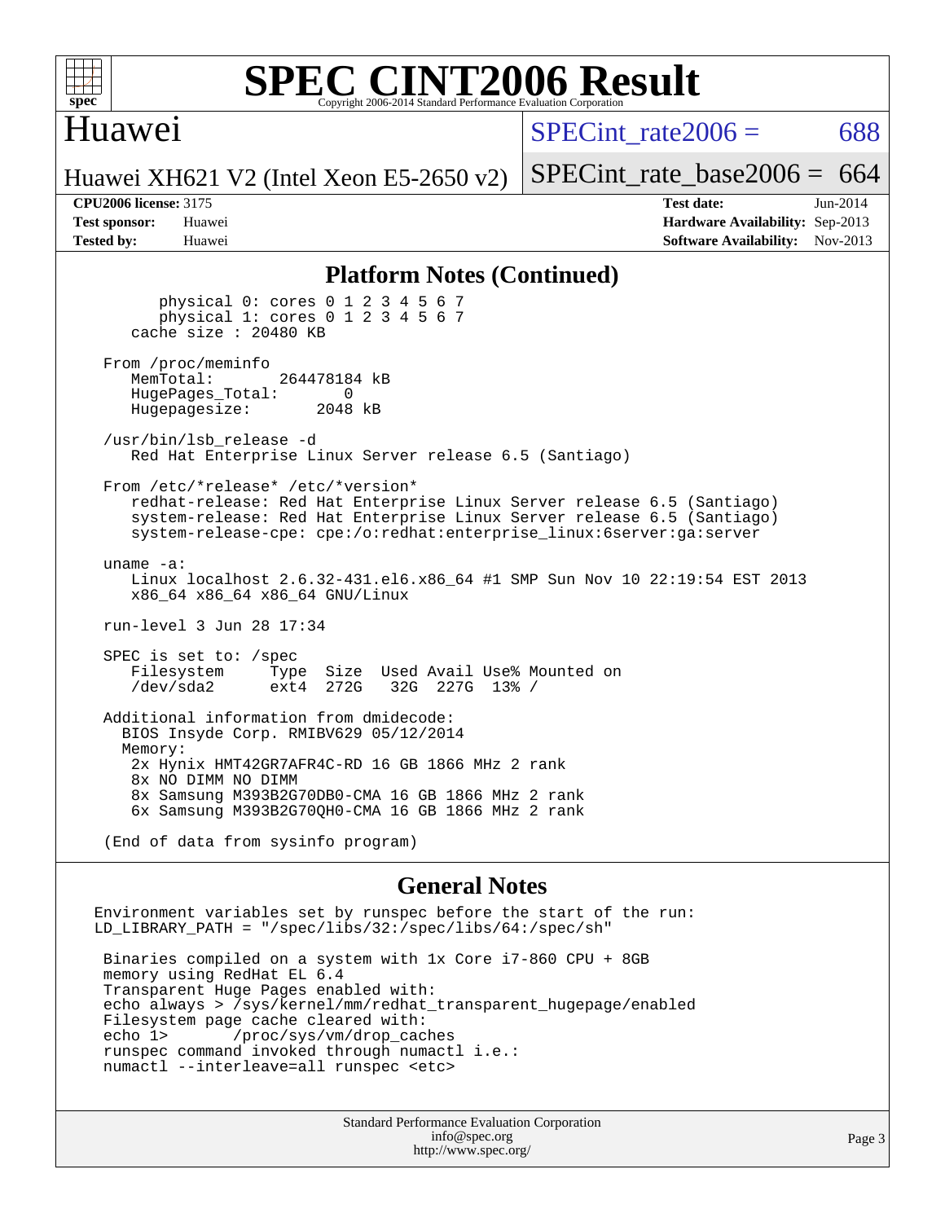# SPEC CINT2006 Result

Copyright 2006-2014 Standard Performance Evaluation Corporation

## Huawei

Huawei XH621 V2 (Intel Xeon E5-2650 v2)

SPECint_rate2006 = 688

SPECint_rate_base2006 = 664

**CPU2006 license:** 3175
**Test sponsor:** Huawei
**Tested by:** Huawei

**Test date:** Jun-2014
**Hardware Availability:** Sep-2013
**Software Availability:** Nov-2013

### Platform Notes (Continued)

```
        physical 0: cores 0 1 2 3 4 5 6 7
        physical 1: cores 0 1 2 3 4 5 6 7
     cache size : 20480 KB

  From /proc/meminfo
     MemTotal:       264478184 kB
     HugePages_Total:        0
     Hugepagesize:        2048 kB

  /usr/bin/lsb_release -d
     Red Hat Enterprise Linux Server release 6.5 (Santiago)

  From /etc/*release* /etc/*version*
     redhat-release: Red Hat Enterprise Linux Server release 6.5 (Santiago)
     system-release: Red Hat Enterprise Linux Server release 6.5 (Santiago)
     system-release-cpe: cpe:/o:redhat:enterprise_linux:6server:ga:server

  uname -a:
     Linux localhost 2.6.32-431.el6.x86_64 #1 SMP Sun Nov 10 22:19:54 EST 2013
     x86_64 x86_64 x86_64 GNU/Linux

  run-level 3 Jun 28 17:34

  SPEC is set to: /spec
     Filesystem     Type  Size  Used Avail Use% Mounted on
     /dev/sda2      ext4  272G   32G  227G  13% /

  Additional information from dmidecode:
    BIOS Insyde Corp. RMIBV629 05/12/2014
    Memory:
     2x Hynix HMT42GR7AFR4C-RD 16 GB 1866 MHz 2 rank
     8x NO DIMM NO DIMM
     8x Samsung M393B2G70DB0-CMA 16 GB 1866 MHz 2 rank
     6x Samsung M393B2G70QH0-CMA 16 GB 1866 MHz 2 rank

  (End of data from sysinfo program)
```

### General Notes

```
Environment variables set by runspec before the start of the run:
LD_LIBRARY_PATH = "/spec/libs/32:/spec/libs/64:/spec/sh"

 Binaries compiled on a system with 1x Core i7-860 CPU + 8GB
 memory using RedHat EL 6.4
 Transparent Huge Pages enabled with:
 echo always > /sys/kernel/mm/redhat_transparent_hugepage/enabled
 Filesystem page cache cleared with:
 echo 1>       /proc/sys/vm/drop_caches
 runspec command invoked through numactl i.e.:
 numactl --interleave=all runspec <etc>
```

Standard Performance Evaluation Corporation
info@spec.org
http://www.spec.org/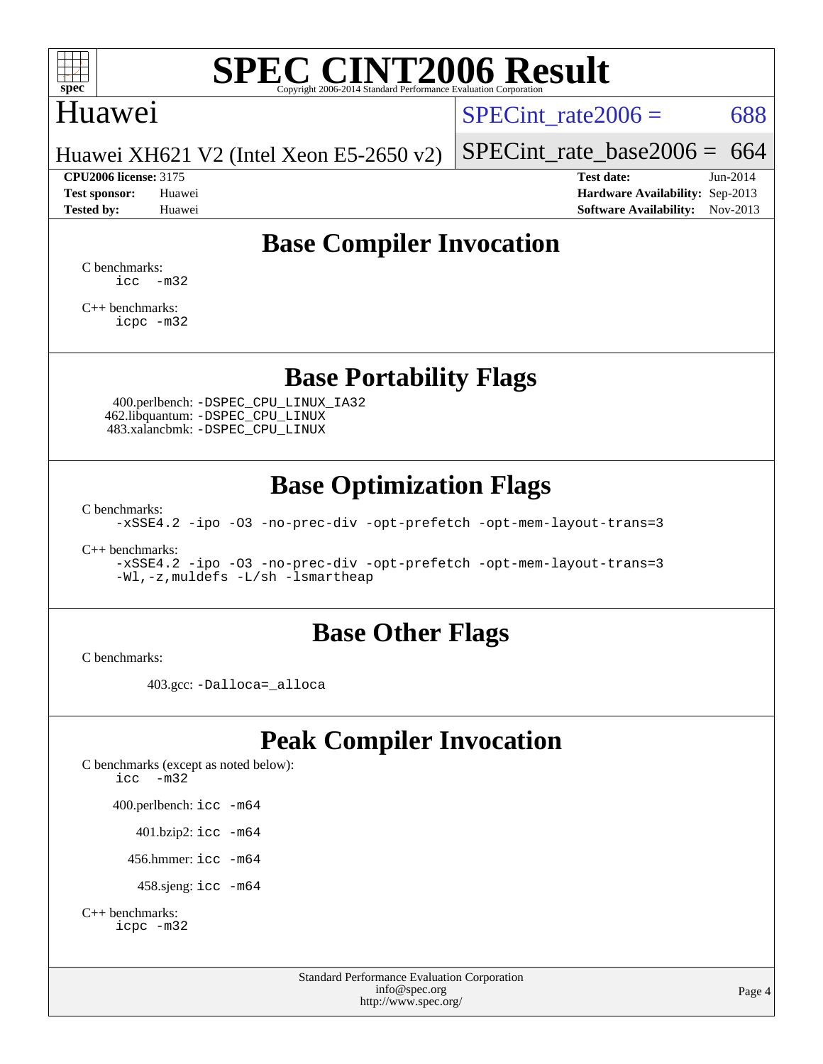# SPEC CINT2006 Result

Copyright 2006-2014 Standard Performance Evaluation Corporation

## Huawei

Huawei XH621 V2 (Intel Xeon E5-2650 v2)

SPECint_rate2006 = 688

SPECint_rate_base2006 = 664

**CPU2006 license:** 3175
**Test sponsor:** Huawei
**Tested by:** Huawei

**Test date:** Jun-2014
**Hardware Availability:** Sep-2013
**Software Availability:** Nov-2013

## Base Compiler Invocation

C benchmarks:
```
icc  -m32
```

C++ benchmarks:
```
icpc -m32
```

## Base Portability Flags

400.perlbench: `-DSPEC_CPU_LINUX_IA32`
462.libquantum: `-DSPEC_CPU_LINUX`
483.xalancbmk: `-DSPEC_CPU_LINUX`

## Base Optimization Flags

C benchmarks:
```
-xSSE4.2 -ipo -O3 -no-prec-div -opt-prefetch -opt-mem-layout-trans=3
```

C++ benchmarks:
```
-xSSE4.2 -ipo -O3 -no-prec-div -opt-prefetch -opt-mem-layout-trans=3
-Wl,-z,muldefs -L/sh -lsmartheap
```

## Base Other Flags

C benchmarks:

403.gcc: `-Dalloca=_alloca`

## Peak Compiler Invocation

C benchmarks (except as noted below):
```
icc  -m32
```

400.perlbench: `icc -m64`

401.bzip2: `icc -m64`

456.hmmer: `icc -m64`

458.sjeng: `icc -m64`

C++ benchmarks:
```
icpc -m32
```

Standard Performance Evaluation Corporation
info@spec.org
http://www.spec.org/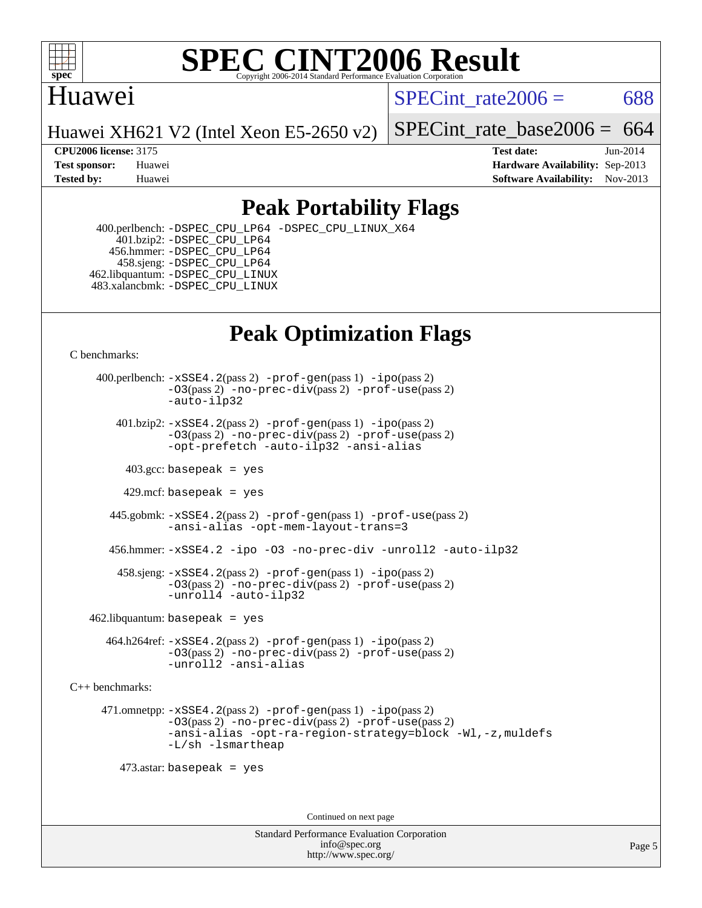# SPEC CINT2006 Result

Copyright 2006-2014 Standard Performance Evaluation Corporation

## Huawei

Huawei XH621 V2 (Intel Xeon E5-2650 v2)

SPECint_rate2006 = 688

SPECint_rate_base2006 = 664

**CPU2006 license:** 3175
**Test sponsor:** Huawei
**Tested by:** Huawei

**Test date:** Jun-2014
**Hardware Availability:** Sep-2013
**Software Availability:** Nov-2013

## Peak Portability Flags

400.perlbench: `-DSPEC_CPU_LP64 -DSPEC_CPU_LINUX_X64`
401.bzip2: `-DSPEC_CPU_LP64`
456.hmmer: `-DSPEC_CPU_LP64`
458.sjeng: `-DSPEC_CPU_LP64`
462.libquantum: `-DSPEC_CPU_LINUX`
483.xalancbmk: `-DSPEC_CPU_LINUX`

## Peak Optimization Flags

C benchmarks:

400.perlbench: `-xSSE4.2`(pass 2) `-prof-gen`(pass 1) `-ipo`(pass 2) `-O3`(pass 2) `-no-prec-div`(pass 2) `-prof-use`(pass 2) `-auto-ilp32`

401.bzip2: `-xSSE4.2`(pass 2) `-prof-gen`(pass 1) `-ipo`(pass 2) `-O3`(pass 2) `-no-prec-div`(pass 2) `-prof-use`(pass 2) `-opt-prefetch -auto-ilp32 -ansi-alias`

403.gcc: `basepeak = yes`

429.mcf: `basepeak = yes`

445.gobmk: `-xSSE4.2`(pass 2) `-prof-gen`(pass 1) `-prof-use`(pass 2) `-ansi-alias -opt-mem-layout-trans=3`

456.hmmer: `-xSSE4.2 -ipo -O3 -no-prec-div -unroll2 -auto-ilp32`

458.sjeng: `-xSSE4.2`(pass 2) `-prof-gen`(pass 1) `-ipo`(pass 2) `-O3`(pass 2) `-no-prec-div`(pass 2) `-prof-use`(pass 2) `-unroll4 -auto-ilp32`

462.libquantum: `basepeak = yes`

464.h264ref: `-xSSE4.2`(pass 2) `-prof-gen`(pass 1) `-ipo`(pass 2) `-O3`(pass 2) `-no-prec-div`(pass 2) `-prof-use`(pass 2) `-unroll2 -ansi-alias`

C++ benchmarks:

471.omnetpp: `-xSSE4.2`(pass 2) `-prof-gen`(pass 1) `-ipo`(pass 2) `-O3`(pass 2) `-no-prec-div`(pass 2) `-prof-use`(pass 2) `-ansi-alias -opt-ra-region-strategy=block -Wl,-z,muldefs -L/sh -lsmartheap`

473.astar: `basepeak = yes`

Continued on next page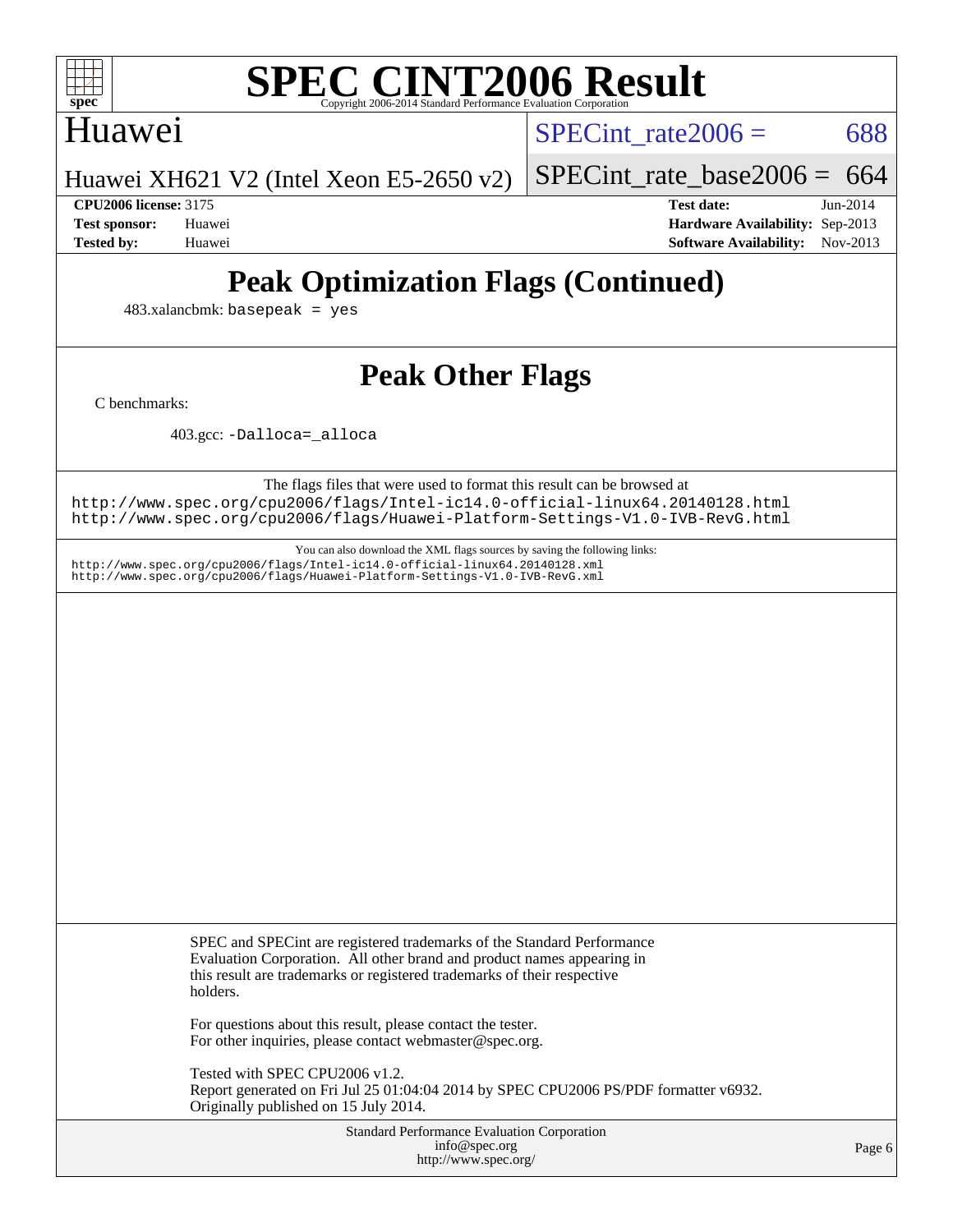## Peak Optimization Flags (Continued)

483.xalancbmk: basepeak = yes

## Peak Other Flags

C benchmarks:

403.gcc: -Dalloca=_alloca

The flags files that were used to format this result can be browsed at
http://www.spec.org/cpu2006/flags/Intel-ic14.0-official-linux64.20140128.html
http://www.spec.org/cpu2006/flags/Huawei-Platform-Settings-V1.0-IVB-RevG.html

You can also download the XML flags sources by saving the following links:
http://www.spec.org/cpu2006/flags/Intel-ic14.0-official-linux64.20140128.xml
http://www.spec.org/cpu2006/flags/Huawei-Platform-Settings-V1.0-IVB-RevG.xml

SPEC and SPECint are registered trademarks of the Standard Performance Evaluation Corporation. All other brand and product names appearing in this result are trademarks or registered trademarks of their respective holders.

For questions about this result, please contact the tester.
For other inquiries, please contact webmaster@spec.org.

Tested with SPEC CPU2006 v1.2.
Report generated on Fri Jul 25 01:04:04 2014 by SPEC CPU2006 PS/PDF formatter v6932.
Originally published on 15 July 2014.